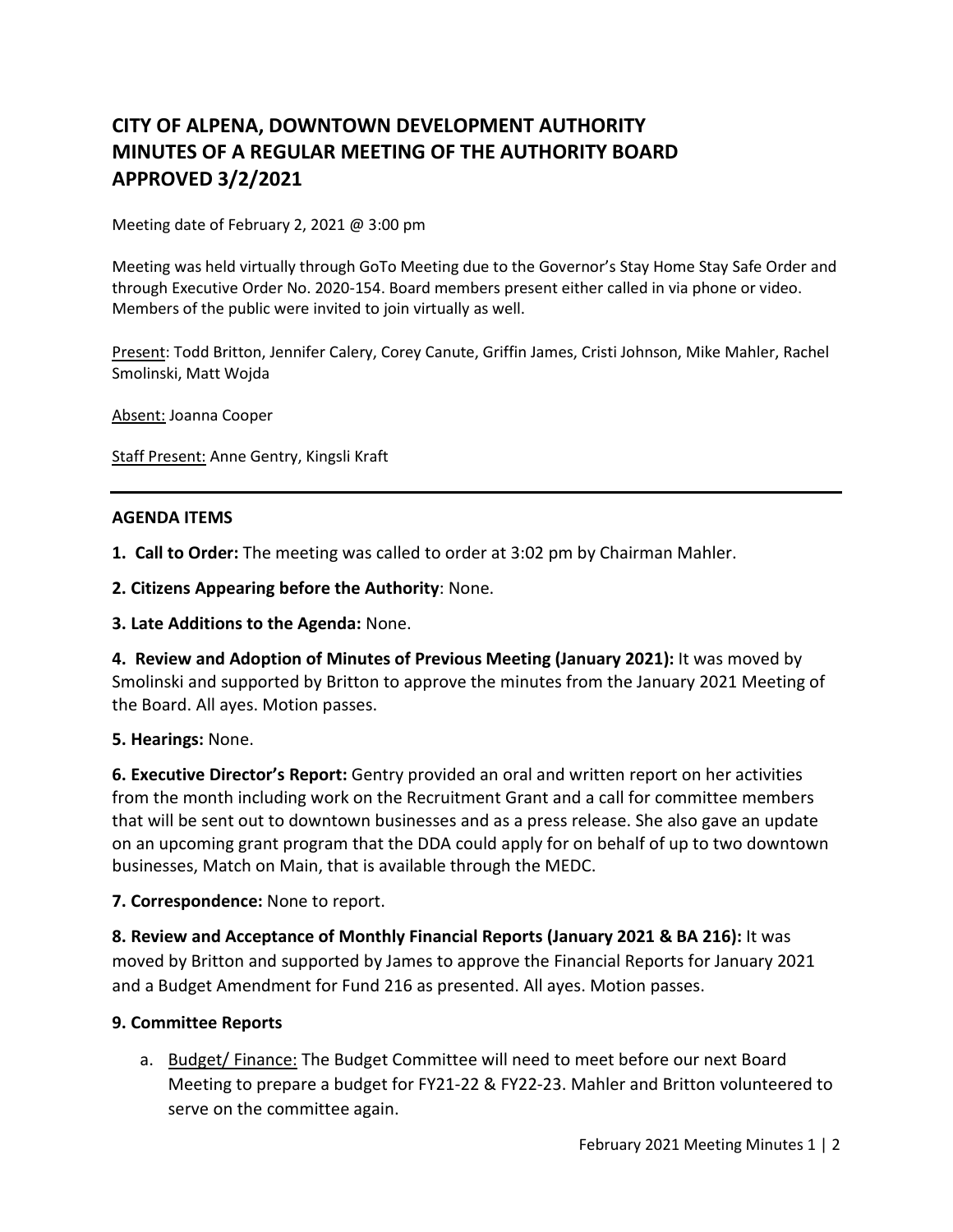# CITY OF ALPENA, DOWNTOWN DEVELOPMENT AUTHORITY
# MINUTES OF A REGULAR MEETING OF THE AUTHORITY BOARD
# APPROVED 3/2/2021

Meeting date of February 2, 2021 @ 3:00 pm

Meeting was held virtually through GoTo Meeting due to the Governor's Stay Home Stay Safe Order and through Executive Order No. 2020-154. Board members present either called in via phone or video. Members of the public were invited to join virtually as well.

Present: Todd Britton, Jennifer Calery, Corey Canute, Griffin James, Cristi Johnson, Mike Mahler, Rachel Smolinski, Matt Wojda

Absent: Joanna Cooper

Staff Present: Anne Gentry, Kingsli Kraft

---

**AGENDA ITEMS**

**1. Call to Order:** The meeting was called to order at 3:02 pm by Chairman Mahler.

**2. Citizens Appearing before the Authority**: None.

**3. Late Additions to the Agenda:** None.

**4. Review and Adoption of Minutes of Previous Meeting (January 2021):** It was moved by Smolinski and supported by Britton to approve the minutes from the January 2021 Meeting of the Board. All ayes. Motion passes.

**5. Hearings:** None.

**6. Executive Director's Report:** Gentry provided an oral and written report on her activities from the month including work on the Recruitment Grant and a call for committee members that will be sent out to downtown businesses and as a press release. She also gave an update on an upcoming grant program that the DDA could apply for on behalf of up to two downtown businesses, Match on Main, that is available through the MEDC.

**7. Correspondence:** None to report.

**8. Review and Acceptance of Monthly Financial Reports (January 2021 & BA 216):** It was moved by Britton and supported by James to approve the Financial Reports for January 2021 and a Budget Amendment for Fund 216 as presented. All ayes. Motion passes.

**9. Committee Reports**

a. Budget/ Finance: The Budget Committee will need to meet before our next Board Meeting to prepare a budget for FY21-22 & FY22-23. Mahler and Britton volunteered to serve on the committee again.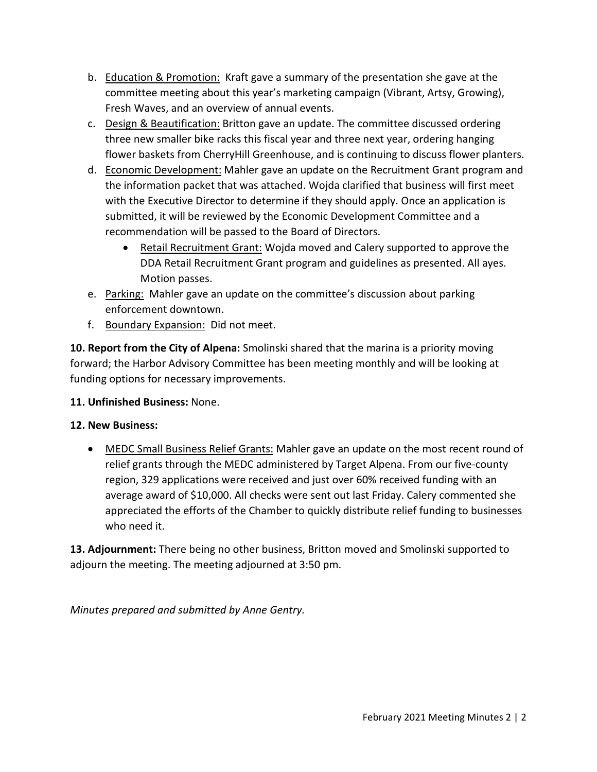b. <u>Education & Promotion:</u> Kraft gave a summary of the presentation she gave at the committee meeting about this year's marketing campaign (Vibrant, Artsy, Growing), Fresh Waves, and an overview of annual events.

c. <u>Design & Beautification:</u> Britton gave an update. The committee discussed ordering three new smaller bike racks this fiscal year and three next year, ordering hanging flower baskets from CherryHill Greenhouse, and is continuing to discuss flower planters.

d. <u>Economic Development:</u> Mahler gave an update on the Recruitment Grant program and the information packet that was attached. Wojda clarified that business will first meet with the Executive Director to determine if they should apply. Once an application is submitted, it will be reviewed by the Economic Development Committee and a recommendation will be passed to the Board of Directors.

- <u>Retail Recruitment Grant:</u> Wojda moved and Calery supported to approve the DDA Retail Recruitment Grant program and guidelines as presented. All ayes. Motion passes.

e. <u>Parking:</u> Mahler gave an update on the committee's discussion about parking enforcement downtown.

f. <u>Boundary Expansion:</u> Did not meet.

**10. Report from the City of Alpena:** Smolinski shared that the marina is a priority moving forward; the Harbor Advisory Committee has been meeting monthly and will be looking at funding options for necessary improvements.

**11. Unfinished Business:** None.

**12. New Business:**

- <u>MEDC Small Business Relief Grants:</u> Mahler gave an update on the most recent round of relief grants through the MEDC administered by Target Alpena. From our five-county region, 329 applications were received and just over 60% received funding with an average award of $10,000. All checks were sent out last Friday. Calery commented she appreciated the efforts of the Chamber to quickly distribute relief funding to businesses who need it.

**13. Adjournment:** There being no other business, Britton moved and Smolinski supported to adjourn the meeting. The meeting adjourned at 3:50 pm.

*Minutes prepared and submitted by Anne Gentry.*